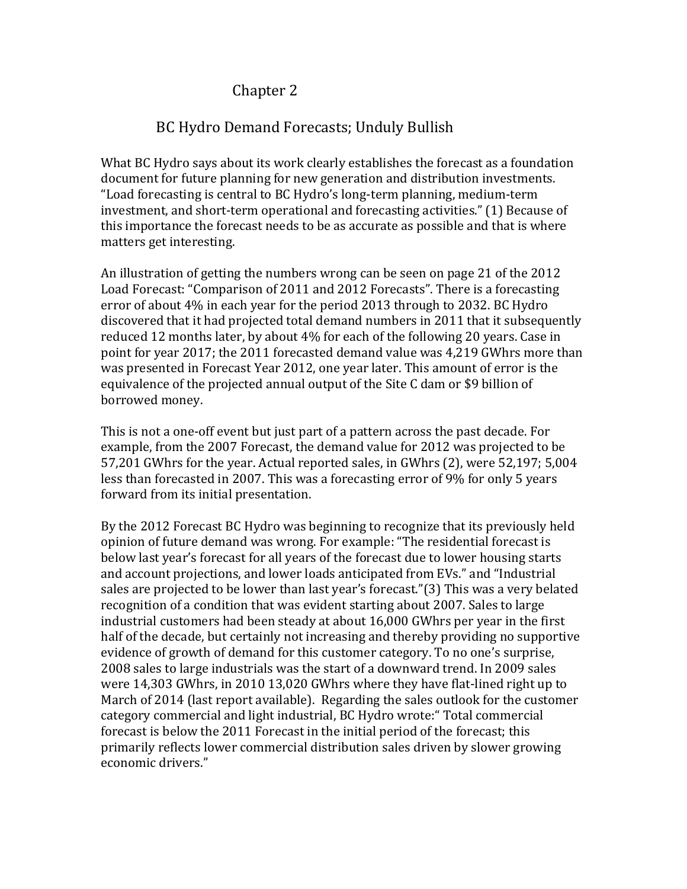# Chapter 2

## BC Hydro Demand Forecasts; Unduly Bullish

What BC Hydro says about its work clearly establishes the forecast as a foundation document for future planning for new generation and distribution investments. “Load forecasting is central to BC Hydro’s long-term planning, medium-term investment, and short-term operational and forecasting activities.” (1) Because of this importance the forecast needs to be as accurate as possible and that is where matters get interesting.

An illustration of getting the numbers wrong can be seen on page 21 of the 2012 Load Forecast: “Comparison of 2011 and 2012 Forecasts”. There is a forecasting error of about 4% in each year for the period 2013 through to 2032. BC Hydro discovered that it had projected total demand numbers in 2011 that it subsequently reduced 12 months later, by about 4% for each of the following 20 years. Case in point for year 2017; the 2011 forecasted demand value was 4,219 GWhrs more than was presented in Forecast Year 2012, one year later. This amount of error is the equivalence of the projected annual output of the Site C dam or $9 billion of borrowed money.

This is not a one-off event but just part of a pattern across the past decade. For example, from the 2007 Forecast, the demand value for 2012 was projected to be 57,201 GWhrs for the year. Actual reported sales, in GWhrs (2), were 52,197; 5,004 less than forecasted in 2007. This was a forecasting error of 9% for only 5 years forward from its initial presentation.

By the 2012 Forecast BC Hydro was beginning to recognize that its previously held opinion of future demand was wrong. For example: “The residential forecast is below last year’s forecast for all years of the forecast due to lower housing starts and account projections, and lower loads anticipated from EVs.” and “Industrial sales are projected to be lower than last year’s forecast.”(3) This was a very belated recognition of a condition that was evident starting about 2007. Sales to large industrial customers had been steady at about 16,000 GWhrs per year in the first half of the decade, but certainly not increasing and thereby providing no supportive evidence of growth of demand for this customer category. To no one’s surprise, 2008 sales to large industrials was the start of a downward trend. In 2009 sales were 14,303 GWhrs, in 2010 13,020 GWhrs where they have flat-lined right up to March of 2014 (last report available). Regarding the sales outlook for the customer category commercial and light industrial, BC Hydro wrote:“ Total commercial forecast is below the 2011 Forecast in the initial period of the forecast; this primarily reflects lower commercial distribution sales driven by slower growing economic drivers.”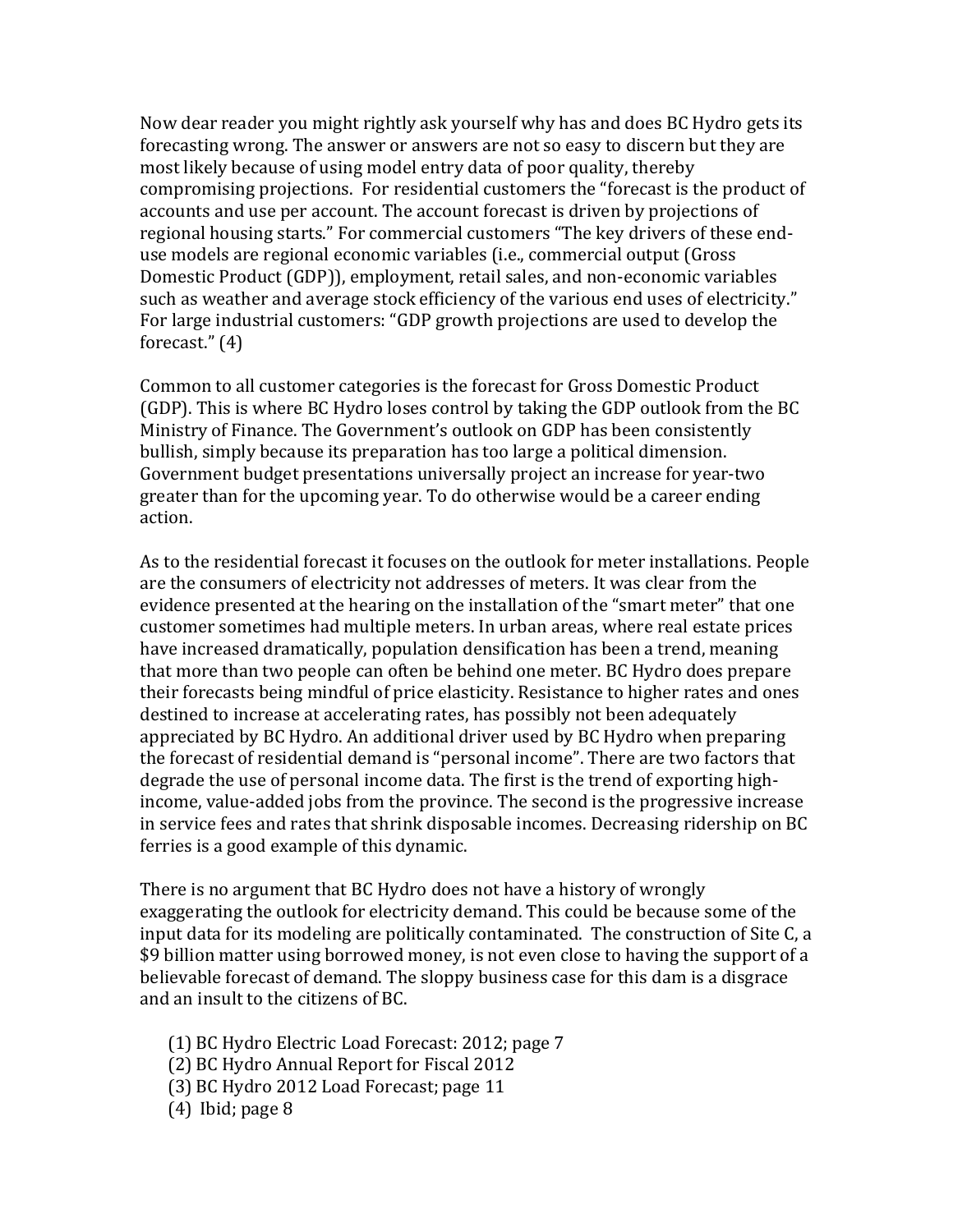Now dear reader you might rightly ask yourself why has and does BC Hydro gets its forecasting wrong. The answer or answers are not so easy to discern but they are most likely because of using model entry data of poor quality, thereby compromising projections. For residential customers the "forecast is the product of accounts and use per account. The account forecast is driven by projections of regional housing starts." For commercial customers "The key drivers of these end-use models are regional economic variables (i.e., commercial output (Gross Domestic Product (GDP)), employment, retail sales, and non-economic variables such as weather and average stock efficiency of the various end uses of electricity." For large industrial customers: "GDP growth projections are used to develop the forecast." (4)

Common to all customer categories is the forecast for Gross Domestic Product (GDP). This is where BC Hydro loses control by taking the GDP outlook from the BC Ministry of Finance. The Government's outlook on GDP has been consistently bullish, simply because its preparation has too large a political dimension. Government budget presentations universally project an increase for year-two greater than for the upcoming year. To do otherwise would be a career ending action.

As to the residential forecast it focuses on the outlook for meter installations. People are the consumers of electricity not addresses of meters. It was clear from the evidence presented at the hearing on the installation of the "smart meter" that one customer sometimes had multiple meters. In urban areas, where real estate prices have increased dramatically, population densification has been a trend, meaning that more than two people can often be behind one meter. BC Hydro does prepare their forecasts being mindful of price elasticity. Resistance to higher rates and ones destined to increase at accelerating rates, has possibly not been adequately appreciated by BC Hydro. An additional driver used by BC Hydro when preparing the forecast of residential demand is "personal income". There are two factors that degrade the use of personal income data. The first is the trend of exporting high-income, value-added jobs from the province. The second is the progressive increase in service fees and rates that shrink disposable incomes. Decreasing ridership on BC ferries is a good example of this dynamic.

There is no argument that BC Hydro does not have a history of wrongly exaggerating the outlook for electricity demand. This could be because some of the input data for its modeling are politically contaminated. The construction of Site C, a $9 billion matter using borrowed money, is not even close to having the support of a believable forecast of demand. The sloppy business case for this dam is a disgrace and an insult to the citizens of BC.

(1) BC Hydro Electric Load Forecast: 2012; page 7
(2) BC Hydro Annual Report for Fiscal 2012
(3) BC Hydro 2012 Load Forecast; page 11
(4) Ibid; page 8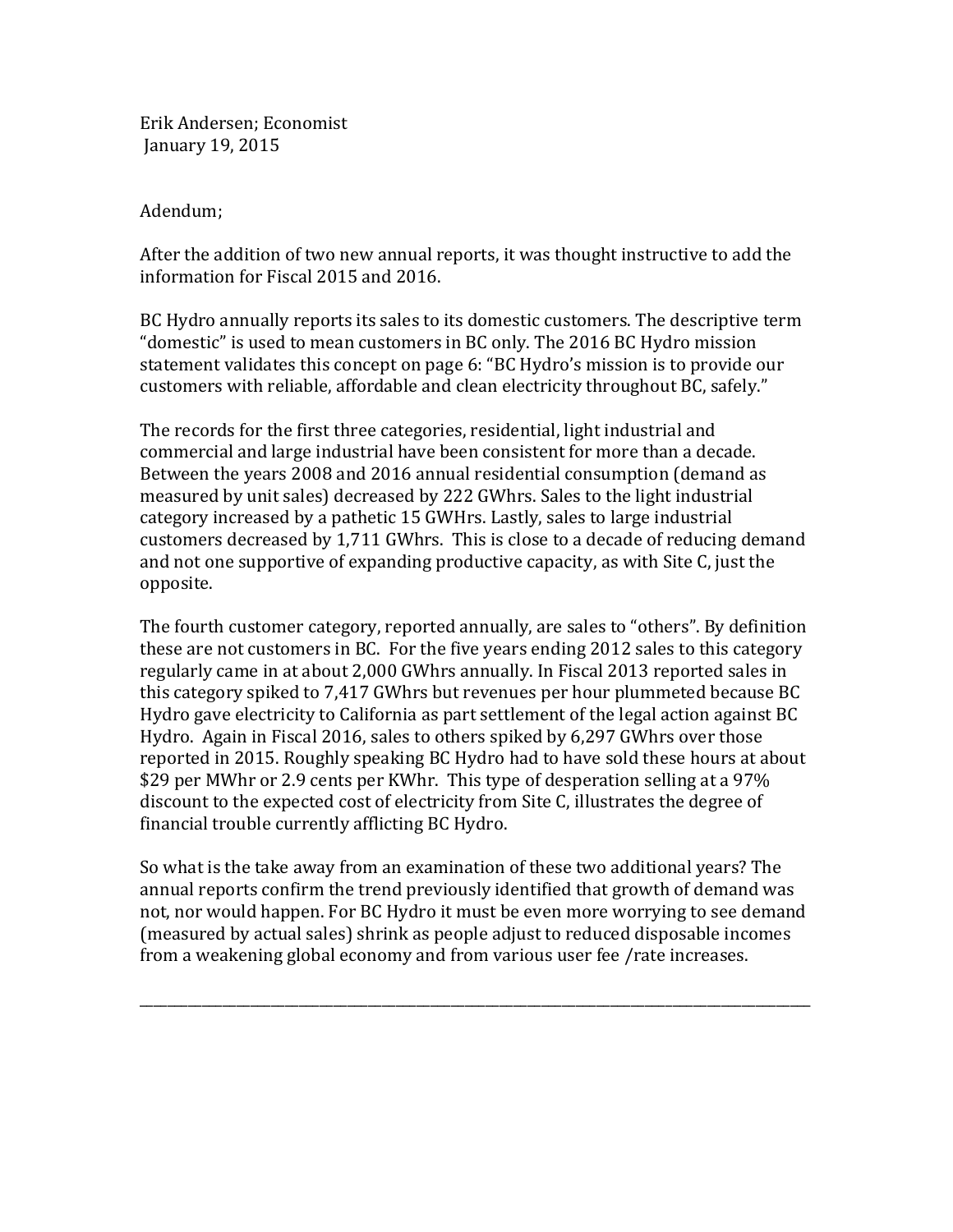Erik Andersen; Economist
January 19, 2015

Adendum;

After the addition of two new annual reports, it was thought instructive to add the information for Fiscal 2015 and 2016.

BC Hydro annually reports its sales to its domestic customers. The descriptive term "domestic" is used to mean customers in BC only. The 2016 BC Hydro mission statement validates this concept on page 6: "BC Hydro's mission is to provide our customers with reliable, affordable and clean electricity throughout BC, safely."

The records for the first three categories, residential, light industrial and commercial and large industrial have been consistent for more than a decade. Between the years 2008 and 2016 annual residential consumption (demand as measured by unit sales) decreased by 222 GWhrs. Sales to the light industrial category increased by a pathetic 15 GWHrs. Lastly, sales to large industrial customers decreased by 1,711 GWhrs. This is close to a decade of reducing demand and not one supportive of expanding productive capacity, as with Site C, just the opposite.

The fourth customer category, reported annually, are sales to "others". By definition these are not customers in BC. For the five years ending 2012 sales to this category regularly came in at about 2,000 GWhrs annually. In Fiscal 2013 reported sales in this category spiked to 7,417 GWhrs but revenues per hour plummeted because BC Hydro gave electricity to California as part settlement of the legal action against BC Hydro. Again in Fiscal 2016, sales to others spiked by 6,297 GWhrs over those reported in 2015. Roughly speaking BC Hydro had to have sold these hours at about $29 per MWhr or 2.9 cents per KWhr. This type of desperation selling at a 97% discount to the expected cost of electricity from Site C, illustrates the degree of financial trouble currently afflicting BC Hydro.

So what is the take away from an examination of these two additional years? The annual reports confirm the trend previously identified that growth of demand was not, nor would happen. For BC Hydro it must be even more worrying to see demand (measured by actual sales) shrink as people adjust to reduced disposable incomes from a weakening global economy and from various user fee /rate increases.

---